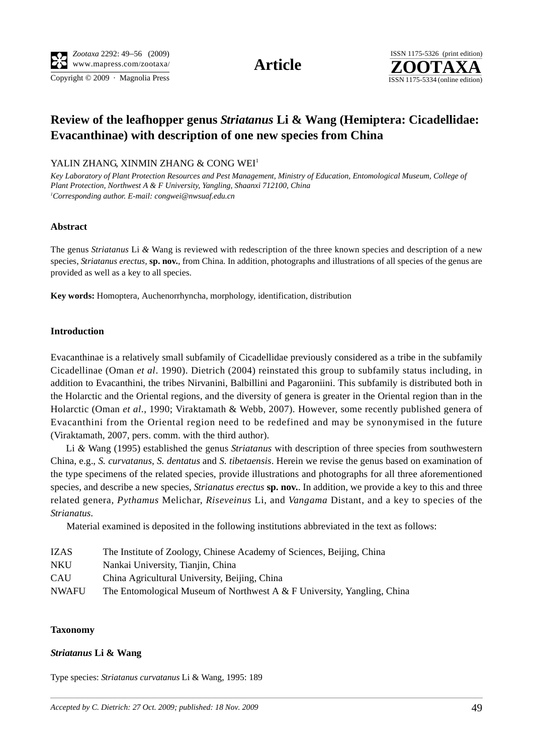# Review of the leafhopper genus *Striatanus* Li & Wang (Hemiptera: Cicadellidae: Evacanthinae) with description of one new species from China

YALIN ZHANG, XINMIN ZHANG & CONG WEI[1]

*Key Laboratory of Plant Protection Resources and Pest Management, Ministry of Education, Entomological Museum, College of Plant Protection, Northwest A & F University, Yangling, Shaanxi 712100, China*
*[1]Corresponding author. E-mail: congwei@nwsuaf.edu.cn*

## Abstract

The genus *Striatanus* Li *&* Wang is reviewed with redescription of the three known species and description of a new species, *Striatanus erectus,* **sp. nov.**, from China. In addition, photographs and illustrations of all species of the genus are provided as well as a key to all species.

**Key words:** Homoptera, Auchenorrhyncha, morphology, identification, distribution

## Introduction

Evacanthinae is a relatively small subfamily of Cicadellidae previously considered as a tribe in the subfamily Cicadellinae (Oman *et al*. 1990). Dietrich (2004) reinstated this group to subfamily status including, in addition to Evacanthini, the tribes Nirvanini, Balbillini and Pagaroniini. This subfamily is distributed both in the Holarctic and the Oriental regions, and the diversity of genera is greater in the Oriental region than in the Holarctic (Oman *et al*., 1990; Viraktamath & Webb, 2007). However, some recently published genera of Evacanthini from the Oriental region need to be redefined and may be synonymised in the future (Viraktamath, 2007, pers. comm. with the third author).

Li *&* Wang (1995) established the genus *Striatanus* with description of three species from southwestern China, e.g., *S. curvatanus*, *S. dentatus* and *S. tibetaensis*. Herein we revise the genus based on examination of the type specimens of the related species, provide illustrations and photographs for all three aforementioned species, and describe a new species, *Strianatus erectus* **sp. nov.**. In addition, we provide a key to this and three related genera, *Pythamus* Melichar, *Riseveinus* Li, and *Vangama* Distant, and a key to species of the *Strianatus*.

Material examined is deposited in the following institutions abbreviated in the text as follows:

| | |
|---|---|
| IZAS | The Institute of Zoology, Chinese Academy of Sciences, Beijing, China |
| NKU | Nankai University, Tianjin, China |
| CAU | China Agricultural University, Beijing, China |
| NWAFU | The Entomological Museum of Northwest A & F University, Yangling, China |

## Taxonomy

### *Striatanus* Li & Wang

Type species: *Striatanus curvatanus* Li & Wang, 1995: 189

*Accepted by C. Dietrich: 27 Oct. 2009; published: 18 Nov. 2009*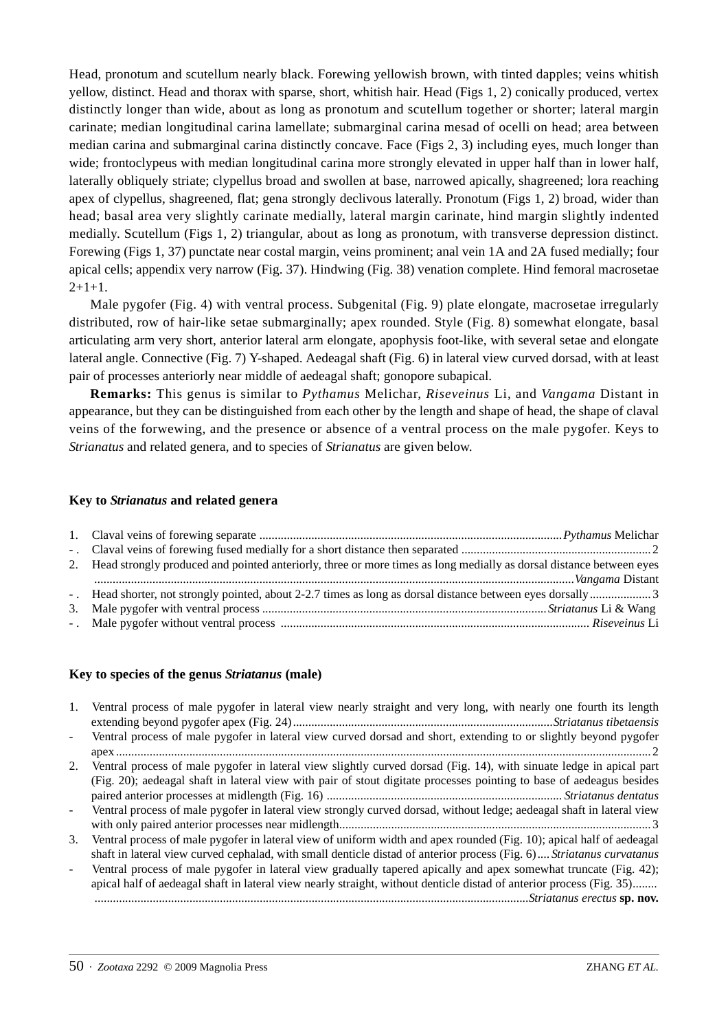Head, pronotum and scutellum nearly black. Forewing yellowish brown, with tinted dapples; veins whitish yellow, distinct. Head and thorax with sparse, short, whitish hair. Head (Figs 1, 2) conically produced, vertex distinctly longer than wide, about as long as pronotum and scutellum together or shorter; lateral margin carinate; median longitudinal carina lamellate; submarginal carina mesad of ocelli on head; area between median carina and submarginal carina distinctly concave. Face (Figs 2, 3) including eyes, much longer than wide; frontoclypeus with median longitudinal carina more strongly elevated in upper half than in lower half, laterally obliquely striate; clypellus broad and swollen at base, narrowed apically, shagreened; lora reaching apex of clypellus, shagreened, flat; gena strongly declivous laterally. Pronotum (Figs 1, 2) broad, wider than head; basal area very slightly carinate medially, lateral margin carinate, hind margin slightly indented medially. Scutellum (Figs 1, 2) triangular, about as long as pronotum, with transverse depression distinct. Forewing (Figs 1, 37) punctate near costal margin, veins prominent; anal vein 1A and 2A fused medially; four apical cells; appendix very narrow (Fig. 37). Hindwing (Fig. 38) venation complete. Hind femoral macrosetae 2+1+1.

Male pygofer (Fig. 4) with ventral process. Subgenital (Fig. 9) plate elongate, macrosetae irregularly distributed, row of hair-like setae submarginally; apex rounded. Style (Fig. 8) somewhat elongate, basal articulating arm very short, anterior lateral arm elongate, apophysis foot-like, with several setae and elongate lateral angle. Connective (Fig. 7) Y-shaped. Aedeagal shaft (Fig. 6) in lateral view curved dorsad, with at least pair of processes anteriorly near middle of aedeagal shaft; gonopore subapical.

**Remarks:** This genus is similar to *Pythamus* Melichar, *Riseveinus* Li, and *Vangama* Distant in appearance, but they can be distinguished from each other by the length and shape of head, the shape of claval veins of the forewing, and the presence or absence of a ventral process on the male pygofer. Keys to *Strianatus* and related genera, and to species of *Strianatus* are given below.

**Key to *Strianatus* and related genera**

1. Claval veins of forewing separate .......... *Pythamus* Melichar
- . Claval veins of forewing fused medially for a short distance then separated .......... 2
2. Head strongly produced and pointed anteriorly, three or more times as long medially as dorsal distance between eyes .......... *Vangama* Distant
- . Head shorter, not strongly pointed, about 2-2.7 times as long as dorsal distance between eyes dorsally .......... 3
3. Male pygofer with ventral process .......... *Striatanus* Li & Wang
- . Male pygofer without ventral process .......... *Riseveinus* Li

**Key to species of the genus *Striatanus* (male)**

1. Ventral process of male pygofer in lateral view nearly straight and very long, with nearly one fourth its length extending beyond pygofer apex (Fig. 24) .......... *Striatanus tibetaensis*
- Ventral process of male pygofer in lateral view curved dorsad and short, extending to or slightly beyond pygofer apex .......... 2
2. Ventral process of male pygofer in lateral view slightly curved dorsad (Fig. 14), with sinuate ledge in apical part (Fig. 20); aedeagal shaft in lateral view with pair of stout digitate processes pointing to base of aedeagus besides paired anterior processes at midlength (Fig. 16) .......... *Striatanus dentatus*
- Ventral process of male pygofer in lateral view strongly curved dorsad, without ledge; aedeagal shaft in lateral view with only paired anterior processes near midlength .......... 3
3. Ventral process of male pygofer in lateral view of uniform width and apex rounded (Fig. 10); apical half of aedeagal shaft in lateral view curved cephalad, with small denticle distad of anterior process (Fig. 6) .... *Striatanus curvatanus*
- Ventral process of male pygofer in lateral view gradually tapered apically and apex somewhat truncate (Fig. 42); apical half of aedeagal shaft in lateral view nearly straight, without denticle distad of anterior process (Fig. 35) .......... *Striatanus erectus* **sp. nov.**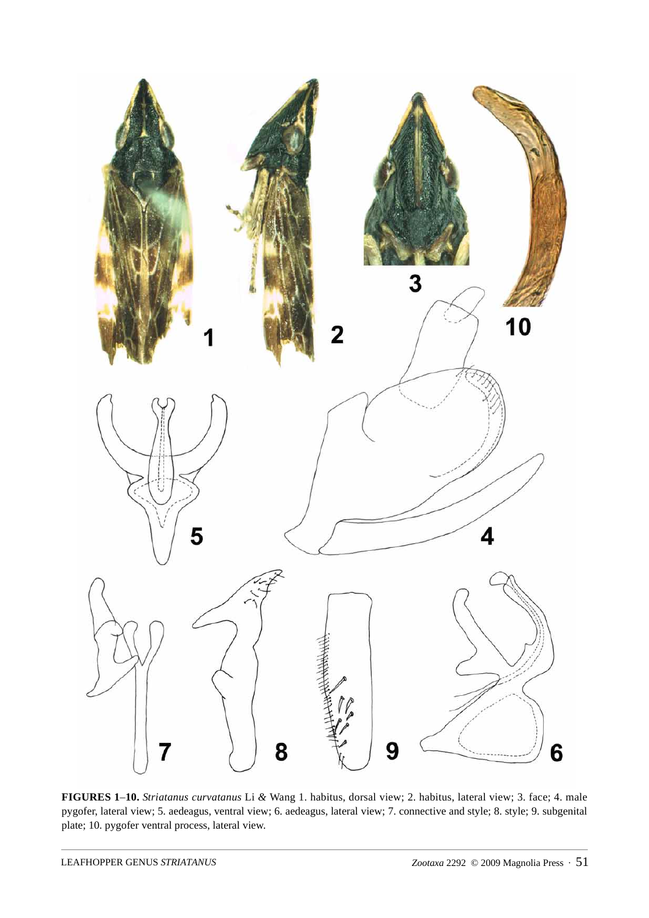**FIGURES 1–10.** *Striatanus curvatanus* Li *&* Wang 1. habitus, dorsal view; 2. habitus, lateral view; 3. face; 4. male pygofer, lateral view; 5. aedeagus, ventral view; 6. aedeagus, lateral view; 7. connective and style; 8. style; 9. subgenital plate; 10. pygofer ventral process, lateral view.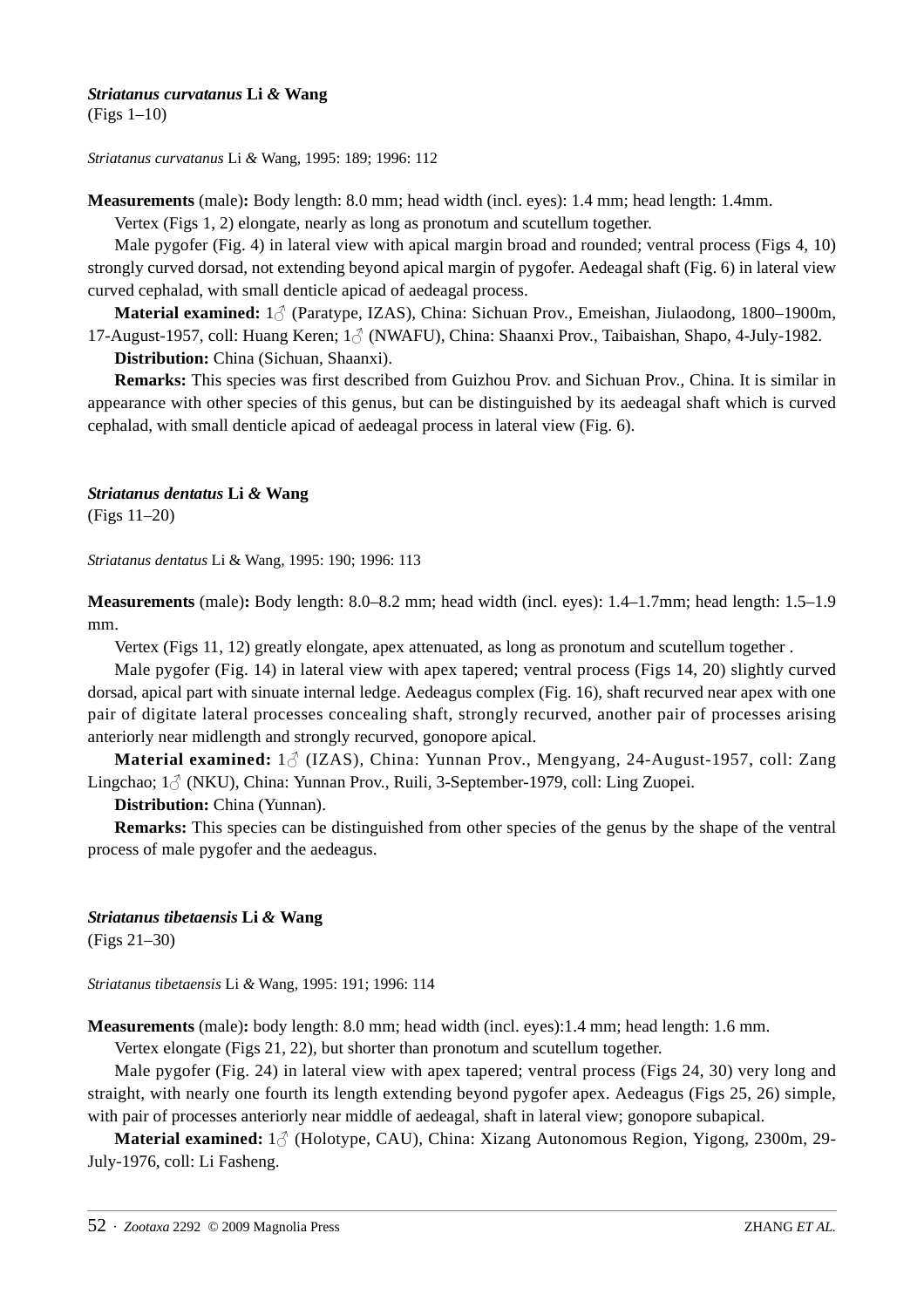### ***Striatanus curvatanus*** **Li & Wang**

(Figs 1–10)

*Striatanus curvatanus* Li & Wang, 1995: 189; 1996: 112

**Measurements** (male)**:** Body length: 8.0 mm; head width (incl. eyes): 1.4 mm; head length: 1.4mm.

Vertex (Figs 1, 2) elongate, nearly as long as pronotum and scutellum together.

Male pygofer (Fig. 4) in lateral view with apical margin broad and rounded; ventral process (Figs 4, 10) strongly curved dorsad, not extending beyond apical margin of pygofer. Aedeagal shaft (Fig. 6) in lateral view curved cephalad, with small denticle apicad of aedeagal process.

**Material examined:** 1♂ (Paratype, IZAS), China: Sichuan Prov., Emeishan, Jiulaodong, 1800–1900m, 17-August-1957, coll: Huang Keren; 1♂ (NWAFU), China: Shaanxi Prov., Taibaishan, Shapo, 4-July-1982.

**Distribution:** China (Sichuan, Shaanxi).

**Remarks:** This species was first described from Guizhou Prov. and Sichuan Prov., China. It is similar in appearance with other species of this genus, but can be distinguished by its aedeagal shaft which is curved cephalad, with small denticle apicad of aedeagal process in lateral view (Fig. 6).

### ***Striatanus dentatus*** **Li & Wang**

(Figs 11–20)

*Striatanus dentatus* Li & Wang, 1995: 190; 1996: 113

**Measurements** (male)**:** Body length: 8.0–8.2 mm; head width (incl. eyes): 1.4–1.7mm; head length: 1.5–1.9 mm.

Vertex (Figs 11, 12) greatly elongate, apex attenuated, as long as pronotum and scutellum together .

Male pygofer (Fig. 14) in lateral view with apex tapered; ventral process (Figs 14, 20) slightly curved dorsad, apical part with sinuate internal ledge. Aedeagus complex (Fig. 16), shaft recurved near apex with one pair of digitate lateral processes concealing shaft, strongly recurved, another pair of processes arising anteriorly near midlength and strongly recurved, gonopore apical.

**Material examined:** 1♂ (IZAS), China: Yunnan Prov., Mengyang, 24-August-1957, coll: Zang Lingchao; 1♂ (NKU), China: Yunnan Prov., Ruili, 3-September-1979, coll: Ling Zuopei.

**Distribution:** China (Yunnan).

**Remarks:** This species can be distinguished from other species of the genus by the shape of the ventral process of male pygofer and the aedeagus.

### ***Striatanus tibetaensis*** **Li & Wang**

(Figs 21–30)

*Striatanus tibetaensis* Li & Wang, 1995: 191; 1996: 114

**Measurements** (male)**:** body length: 8.0 mm; head width (incl. eyes):1.4 mm; head length: 1.6 mm.

Vertex elongate (Figs 21, 22), but shorter than pronotum and scutellum together.

Male pygofer (Fig. 24) in lateral view with apex tapered; ventral process (Figs 24, 30) very long and straight, with nearly one fourth its length extending beyond pygofer apex. Aedeagus (Figs 25, 26) simple, with pair of processes anteriorly near middle of aedeagal, shaft in lateral view; gonopore subapical.

**Material examined:** 1♂ (Holotype, CAU), China: Xizang Autonomous Region, Yigong, 2300m, 29-July-1976, coll: Li Fasheng.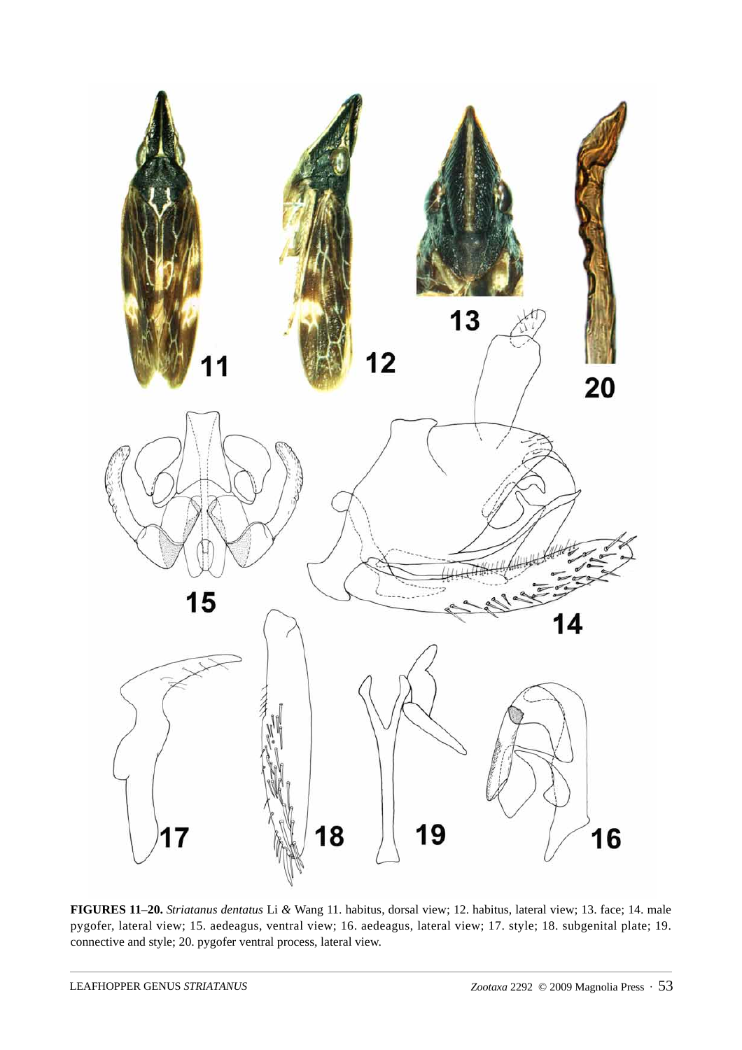**FIGURES 11–20.** *Striatanus dentatus* Li *&* Wang 11. habitus, dorsal view; 12. habitus, lateral view; 13. face; 14. male pygofer, lateral view; 15. aedeagus, ventral view; 16. aedeagus, lateral view; 17. style; 18. subgenital plate; 19. connective and style; 20. pygofer ventral process, lateral view.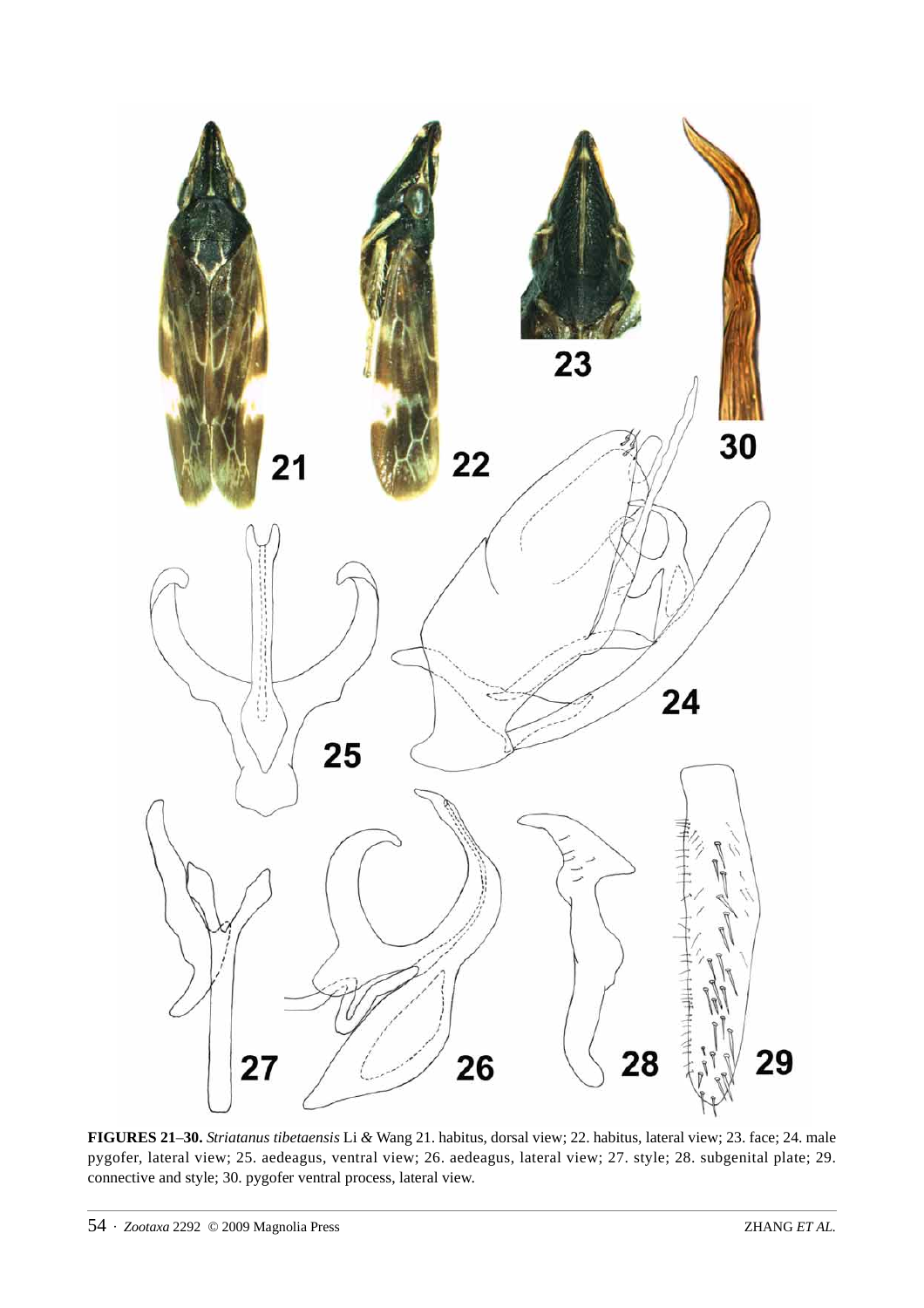**FIGURES 21–30.** *Striatanus tibetaensis* Li *&* Wang 21. habitus, dorsal view; 22. habitus, lateral view; 23. face; 24. male pygofer, lateral view; 25. aedeagus, ventral view; 26. aedeagus, lateral view; 27. style; 28. subgenital plate; 29. connective and style; 30. pygofer ventral process, lateral view.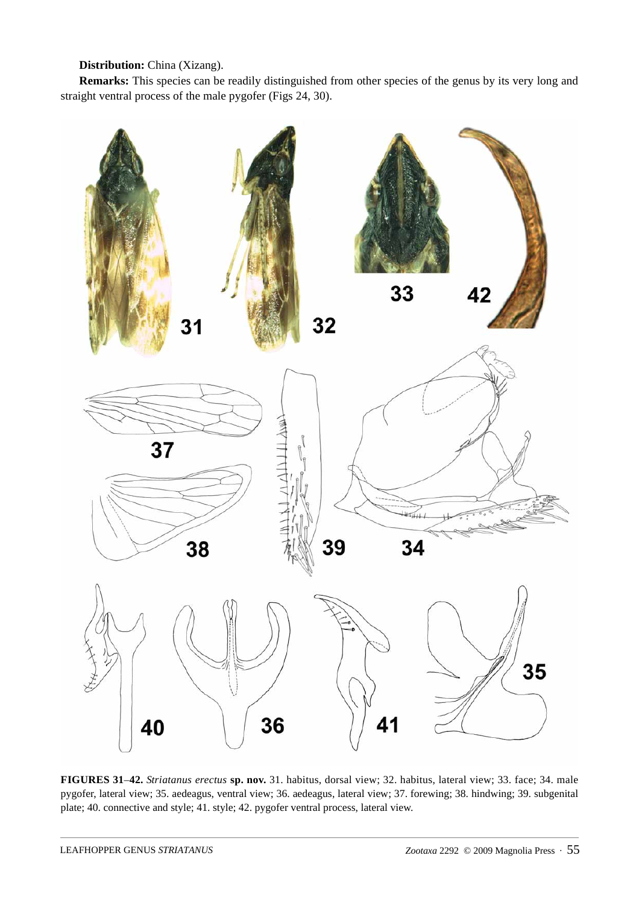**Distribution:** China (Xizang).

**Remarks:** This species can be readily distinguished from other species of the genus by its very long and straight ventral process of the male pygofer (Figs 24, 30).

**FIGURES 31–42.** *Striatanus erectus* **sp. nov.** 31. habitus, dorsal view; 32. habitus, lateral view; 33. face; 34. male pygofer, lateral view; 35. aedeagus, ventral view; 36. aedeagus, lateral view; 37. forewing; 38. hindwing; 39. subgenital plate; 40. connective and style; 41. style; 42. pygofer ventral process, lateral view.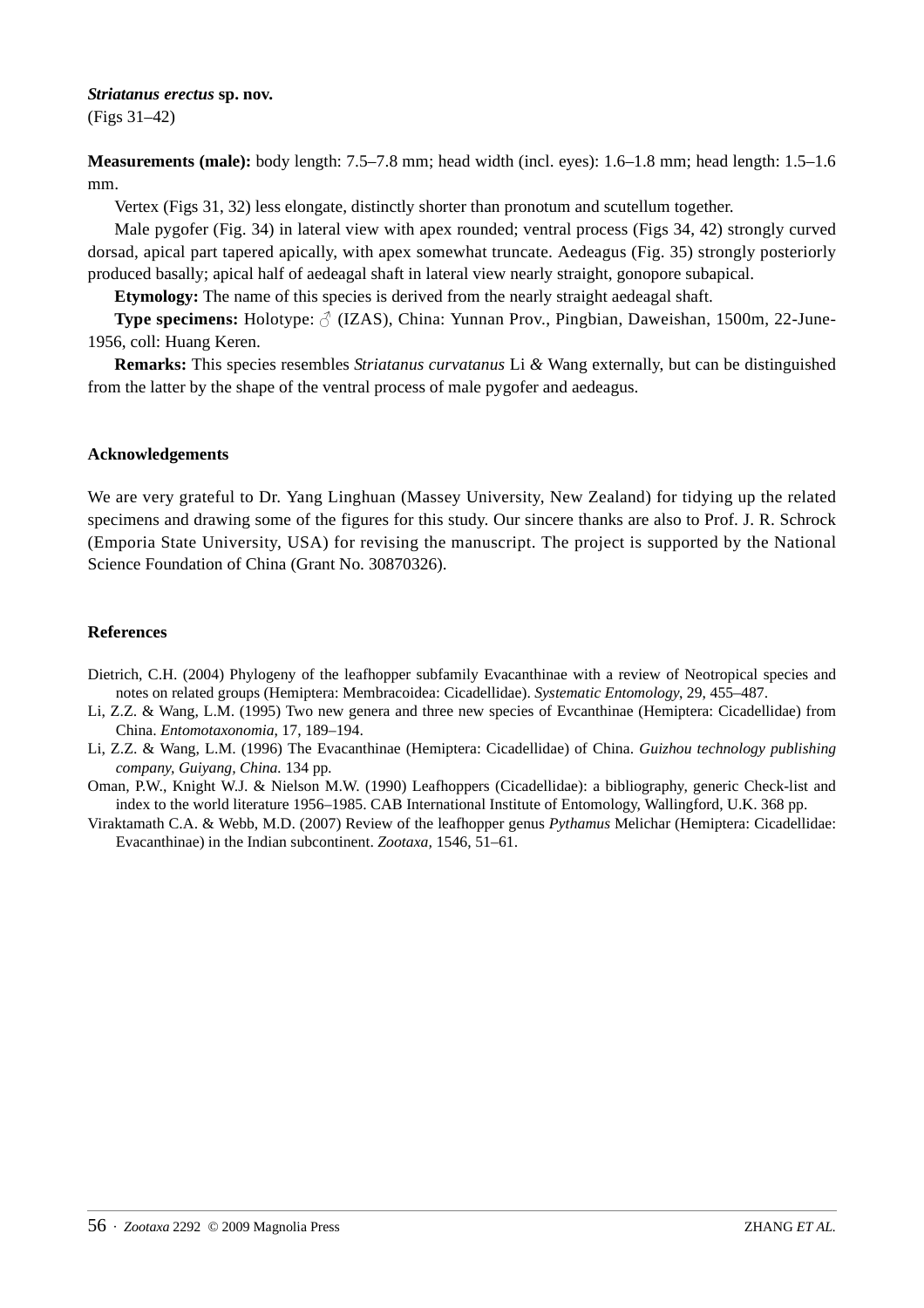***Striatanus erectus* sp. nov.**
(Figs 31–42)

**Measurements (male):** body length: 7.5–7.8 mm; head width (incl. eyes): 1.6–1.8 mm; head length: 1.5–1.6 mm.

Vertex (Figs 31, 32) less elongate, distinctly shorter than pronotum and scutellum together.

Male pygofer (Fig. 34) in lateral view with apex rounded; ventral process (Figs 34, 42) strongly curved dorsad, apical part tapered apically, with apex somewhat truncate. Aedeagus (Fig. 35) strongly posteriorly produced basally; apical half of aedeagal shaft in lateral view nearly straight, gonopore subapical.

**Etymology:** The name of this species is derived from the nearly straight aedeagal shaft.

**Type specimens:** Holotype: ♂ (IZAS), China: Yunnan Prov., Pingbian, Daweishan, 1500m, 22-June-1956, coll: Huang Keren.

**Remarks:** This species resembles *Striatanus curvatanus* Li *&* Wang externally, but can be distinguished from the latter by the shape of the ventral process of male pygofer and aedeagus.

## Acknowledgements

We are very grateful to Dr. Yang Linghuan (Massey University, New Zealand) for tidying up the related specimens and drawing some of the figures for this study. Our sincere thanks are also to Prof. J. R. Schrock (Emporia State University, USA) for revising the manuscript. The project is supported by the National Science Foundation of China (Grant No. 30870326).

## References

Dietrich, C.H. (2004) Phylogeny of the leafhopper subfamily Evacanthinae with a review of Neotropical species and notes on related groups (Hemiptera: Membracoidea: Cicadellidae). *Systematic Entomology*, 29, 455–487.

Li, Z.Z. & Wang, L.M. (1995) Two new genera and three new species of Evcanthinae (Hemiptera: Cicadellidae) from China. *Entomotaxonomia*, 17, 189–194.

Li, Z.Z. & Wang, L.M. (1996) The Evacanthinae (Hemiptera: Cicadellidae) of China. *Guizhou technology publishing company, Guiyang, China.* 134 pp.

Oman, P.W., Knight W.J. & Nielson M.W. (1990) Leafhoppers (Cicadellidae): a bibliography, generic Check-list and index to the world literature 1956–1985. CAB International Institute of Entomology, Wallingford, U.K. 368 pp.

Viraktamath C.A. & Webb, M.D. (2007) Review of the leafhopper genus *Pythamus* Melichar (Hemiptera: Cicadellidae: Evacanthinae) in the Indian subcontinent. *Zootaxa*, 1546, 51–61.